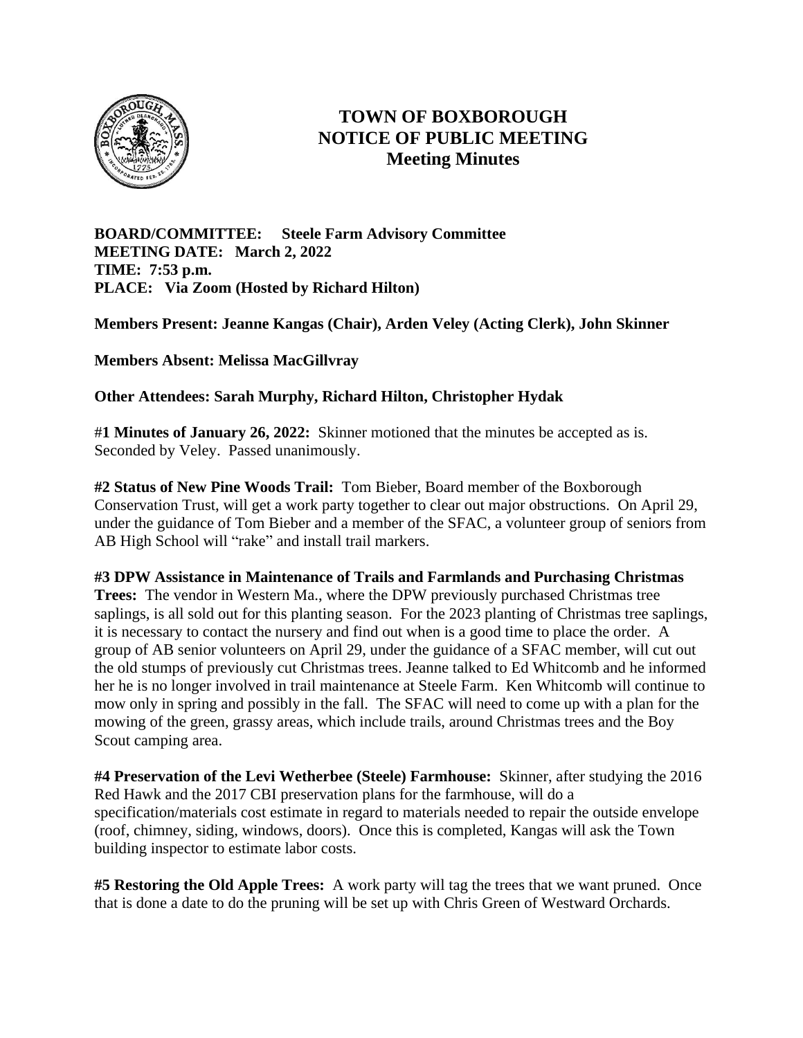# TOWN OF BOXBOROUGH
# NOTICE OF PUBLIC MEETING
## Meeting Minutes

**BOARD/COMMITTEE: Steele Farm Advisory Committee**
**MEETING DATE: March 2, 2022**
**TIME: 7:53 p.m.**
**PLACE: Via Zoom (Hosted by Richard Hilton)**

**Members Present: Jeanne Kangas (Chair), Arden Veley (Acting Clerk), John Skinner**

**Members Absent: Melissa MacGillvray**

**Other Attendees: Sarah Murphy, Richard Hilton, Christopher Hydak**

**#1 Minutes of January 26, 2022:** Skinner motioned that the minutes be accepted as is. Seconded by Veley. Passed unanimously.

**#2 Status of New Pine Woods Trail:** Tom Bieber, Board member of the Boxborough Conservation Trust, will get a work party together to clear out major obstructions. On April 29, under the guidance of Tom Bieber and a member of the SFAC, a volunteer group of seniors from AB High School will "rake" and install trail markers.

**#3 DPW Assistance in Maintenance of Trails and Farmlands and Purchasing Christmas Trees:** The vendor in Western Ma., where the DPW previously purchased Christmas tree saplings, is all sold out for this planting season. For the 2023 planting of Christmas tree saplings, it is necessary to contact the nursery and find out when is a good time to place the order. A group of AB senior volunteers on April 29, under the guidance of a SFAC member, will cut out the old stumps of previously cut Christmas trees. Jeanne talked to Ed Whitcomb and he informed her he is no longer involved in trail maintenance at Steele Farm. Ken Whitcomb will continue to mow only in spring and possibly in the fall. The SFAC will need to come up with a plan for the mowing of the green, grassy areas, which include trails, around Christmas trees and the Boy Scout camping area.

**#4 Preservation of the Levi Wetherbee (Steele) Farmhouse:** Skinner, after studying the 2016 Red Hawk and the 2017 CBI preservation plans for the farmhouse, will do a specification/materials cost estimate in regard to materials needed to repair the outside envelope (roof, chimney, siding, windows, doors). Once this is completed, Kangas will ask the Town building inspector to estimate labor costs.

**#5 Restoring the Old Apple Trees:** A work party will tag the trees that we want pruned. Once that is done a date to do the pruning will be set up with Chris Green of Westward Orchards.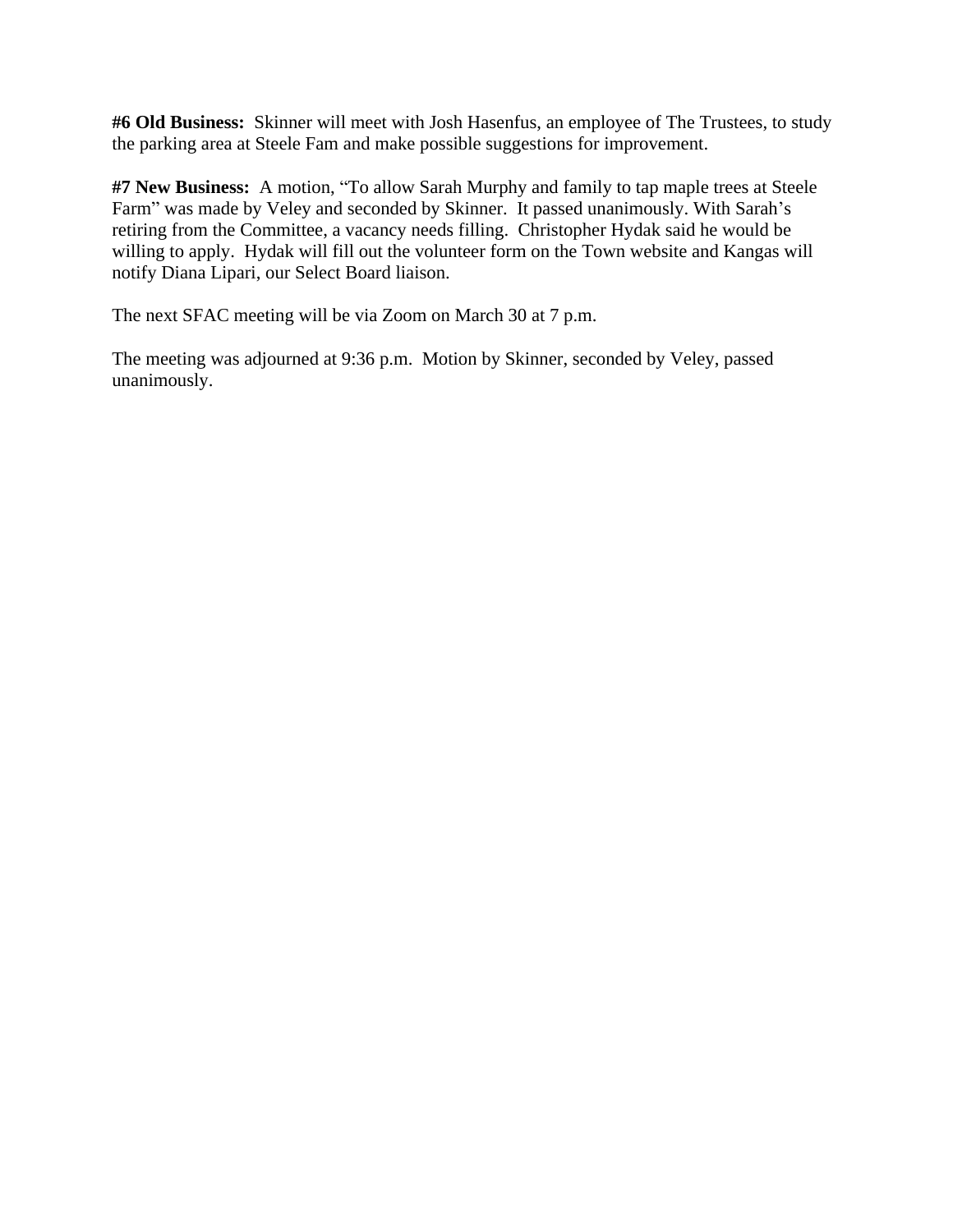**#6 Old Business:** Skinner will meet with Josh Hasenfus, an employee of The Trustees, to study the parking area at Steele Fam and make possible suggestions for improvement.

**#7 New Business:** A motion, “To allow Sarah Murphy and family to tap maple trees at Steele Farm” was made by Veley and seconded by Skinner. It passed unanimously. With Sarah’s retiring from the Committee, a vacancy needs filling. Christopher Hydak said he would be willing to apply. Hydak will fill out the volunteer form on the Town website and Kangas will notify Diana Lipari, our Select Board liaison.

The next SFAC meeting will be via Zoom on March 30 at 7 p.m.

The meeting was adjourned at 9:36 p.m. Motion by Skinner, seconded by Veley, passed unanimously.